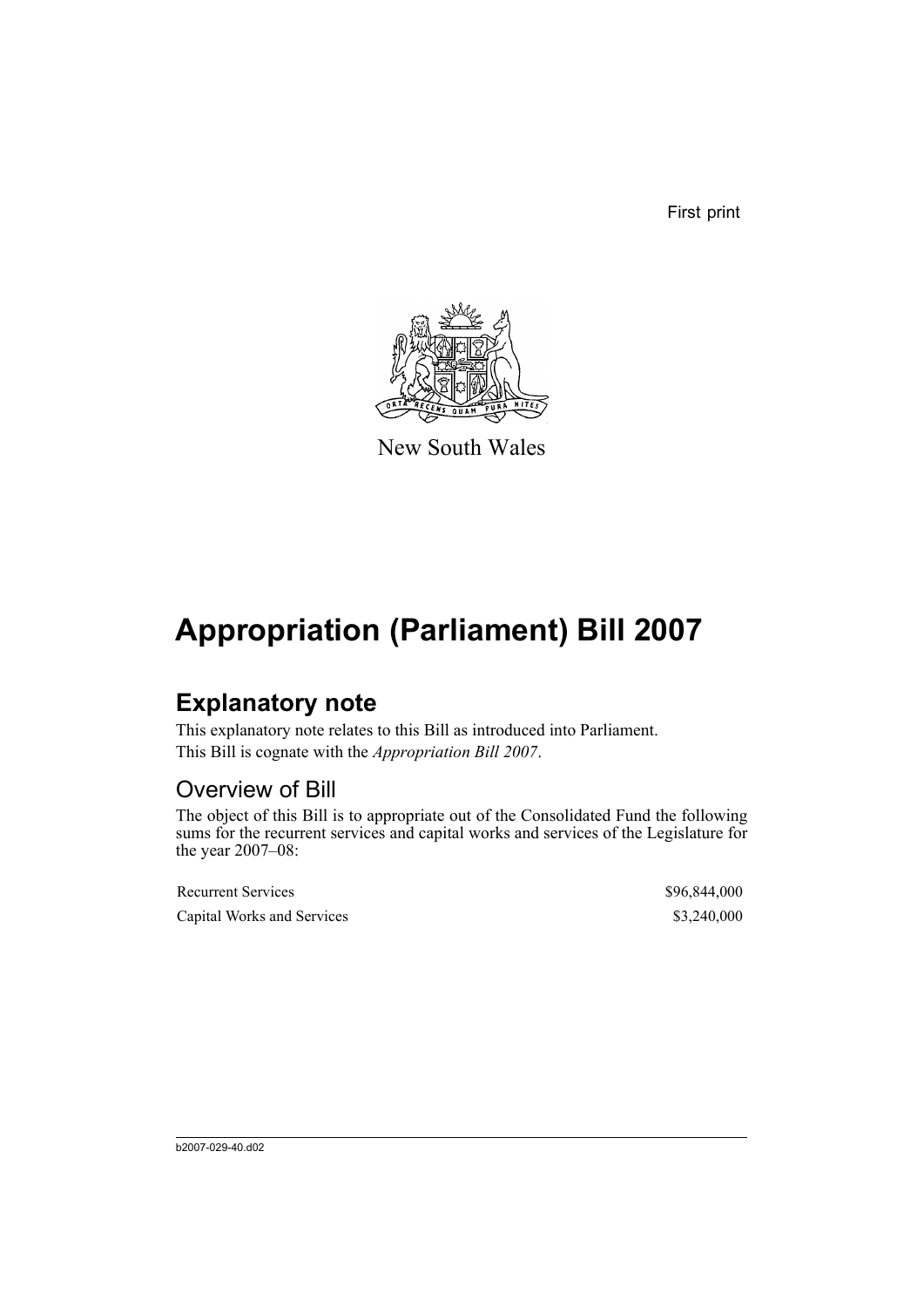First print

New South Wales

# Appropriation (Parliament) Bill 2007

## Explanatory note

This explanatory note relates to this Bill as introduced into Parliament.

This Bill is cognate with the *Appropriation Bill 2007*.

### Overview of Bill

The object of this Bill is to appropriate out of the Consolidated Fund the following sums for the recurrent services and capital works and services of the Legislature for the year 2007–08:

| | |
|---|---|
| Recurrent Services | \$96,844,000 |
| Capital Works and Services | \$3,240,000 |

b2007-029-40.d02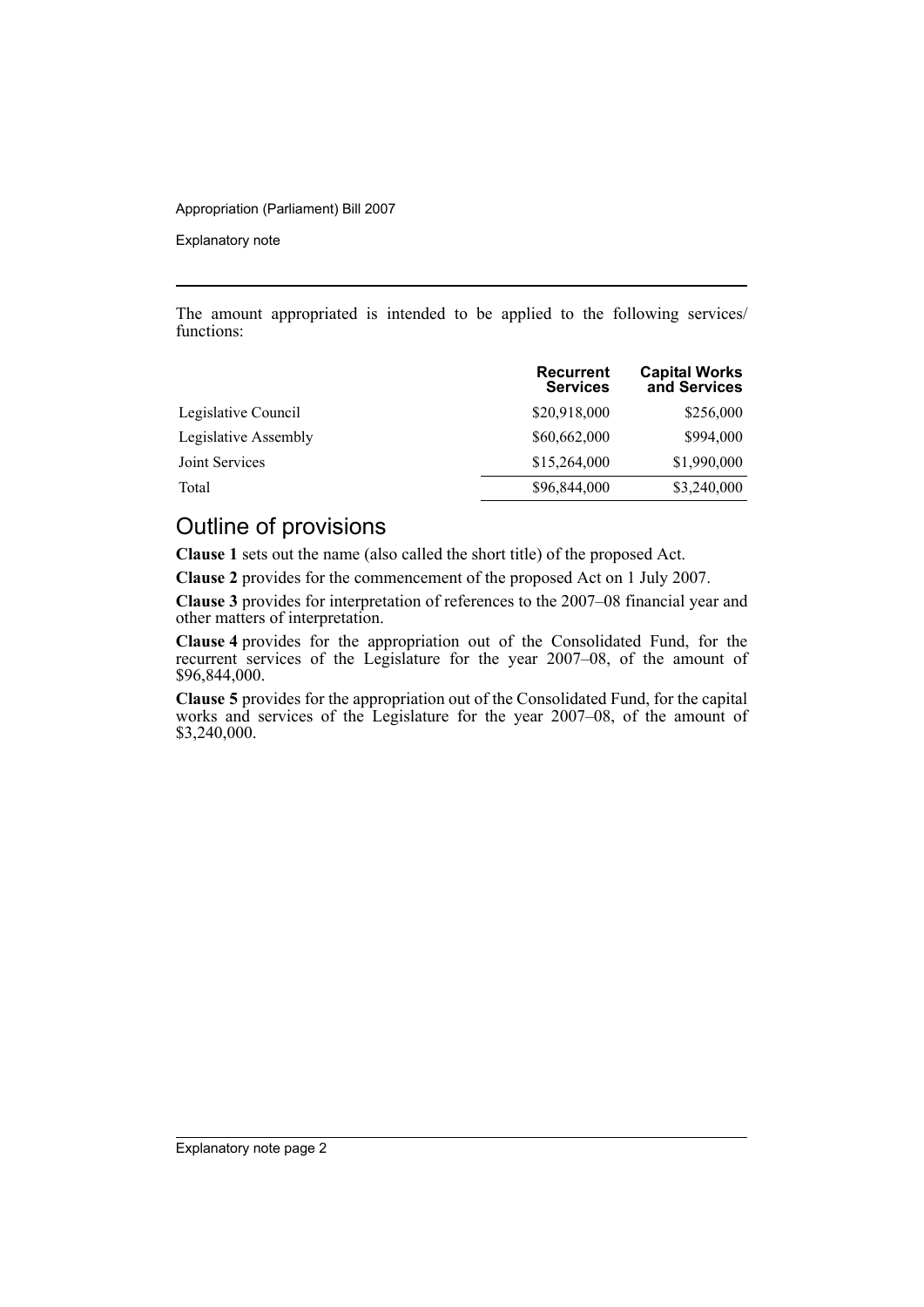The amount appropriated is intended to be applied to the following services/functions:

| | Recurrent Services | Capital Works and Services |
|---|---|---|
| Legislative Council | $20,918,000 | $256,000 |
| Legislative Assembly | $60,662,000 | $994,000 |
| Joint Services | $15,264,000 | $1,990,000 |
| Total | $96,844,000 | $3,240,000 |

## Outline of provisions

**Clause 1** sets out the name (also called the short title) of the proposed Act.

**Clause 2** provides for the commencement of the proposed Act on 1 July 2007.

**Clause 3** provides for interpretation of references to the 2007–08 financial year and other matters of interpretation.

**Clause 4** provides for the appropriation out of the Consolidated Fund, for the recurrent services of the Legislature for the year 2007–08, of the amount of $96,844,000.

**Clause 5** provides for the appropriation out of the Consolidated Fund, for the capital works and services of the Legislature for the year 2007–08, of the amount of $3,240,000.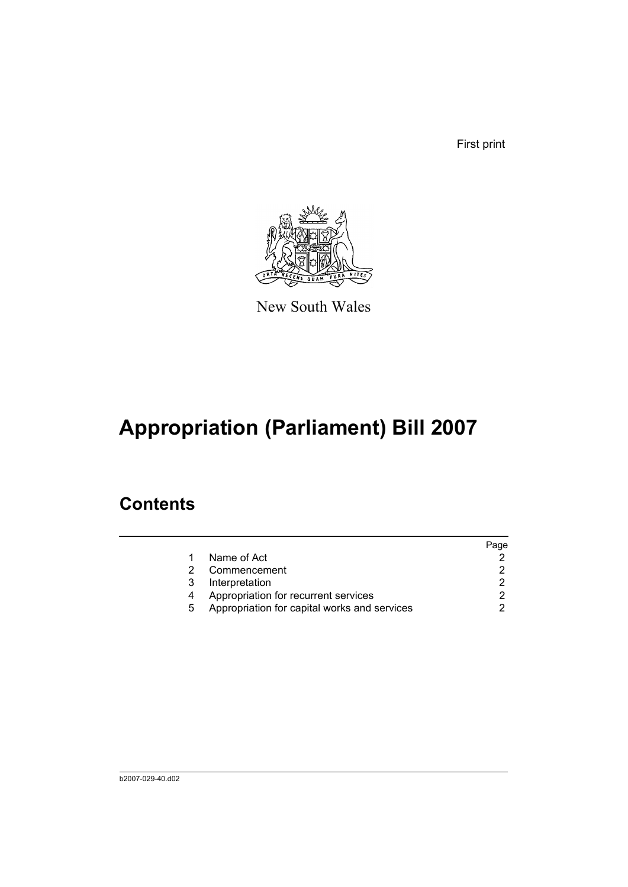First print

New South Wales

# Appropriation (Parliament) Bill 2007

## Contents

| | | Page |
|---|---|---|
| 1 | Name of Act | 2 |
| 2 | Commencement | 2 |
| 3 | Interpretation | 2 |
| 4 | Appropriation for recurrent services | 2 |
| 5 | Appropriation for capital works and services | 2 |

b2007-029-40.d02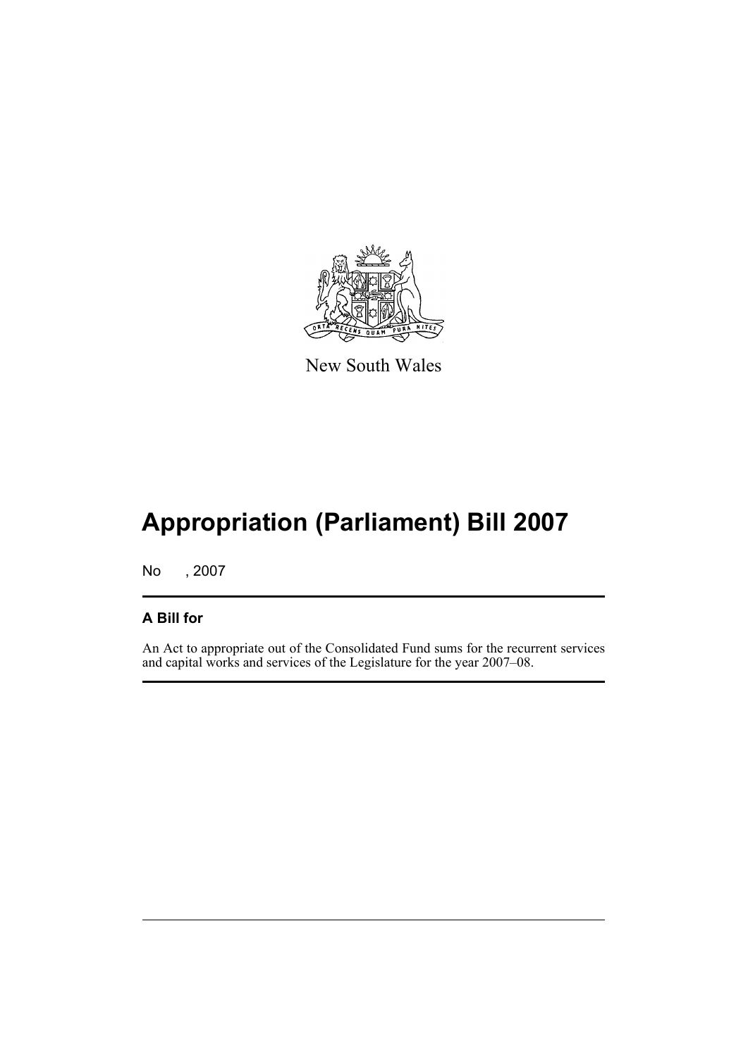New South Wales

# Appropriation (Parliament) Bill 2007

No , 2007

## A Bill for

An Act to appropriate out of the Consolidated Fund sums for the recurrent services and capital works and services of the Legislature for the year 2007–08.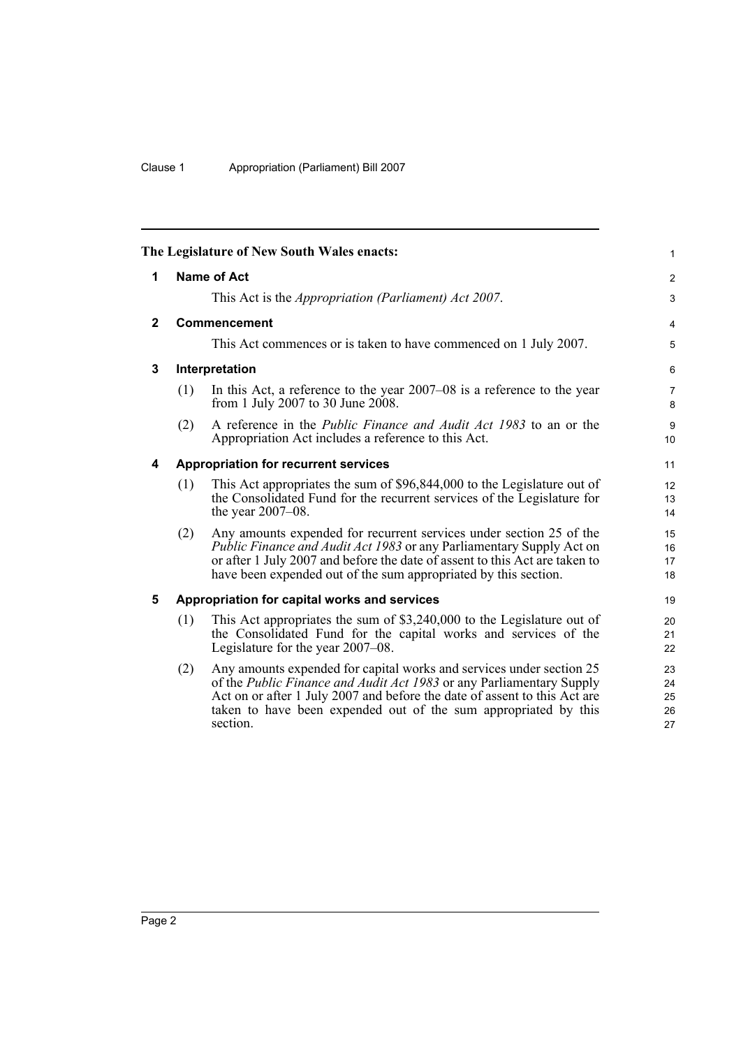**The Legislature of New South Wales enacts:**

## 1 Name of Act

This Act is the *Appropriation (Parliament) Act 2007*.

## 2 Commencement

This Act commences or is taken to have commenced on 1 July 2007.

## 3 Interpretation

(1) In this Act, a reference to the year 2007–08 is a reference to the year from 1 July 2007 to 30 June 2008.

(2) A reference in the *Public Finance and Audit Act 1983* to an or the Appropriation Act includes a reference to this Act.

## 4 Appropriation for recurrent services

(1) This Act appropriates the sum of $96,844,000 to the Legislature out of the Consolidated Fund for the recurrent services of the Legislature for the year 2007–08.

(2) Any amounts expended for recurrent services under section 25 of the *Public Finance and Audit Act 1983* or any Parliamentary Supply Act on or after 1 July 2007 and before the date of assent to this Act are taken to have been expended out of the sum appropriated by this section.

## 5 Appropriation for capital works and services

(1) This Act appropriates the sum of $3,240,000 to the Legislature out of the Consolidated Fund for the capital works and services of the Legislature for the year 2007–08.

(2) Any amounts expended for capital works and services under section 25 of the *Public Finance and Audit Act 1983* or any Parliamentary Supply Act on or after 1 July 2007 and before the date of assent to this Act are taken to have been expended out of the sum appropriated by this section.